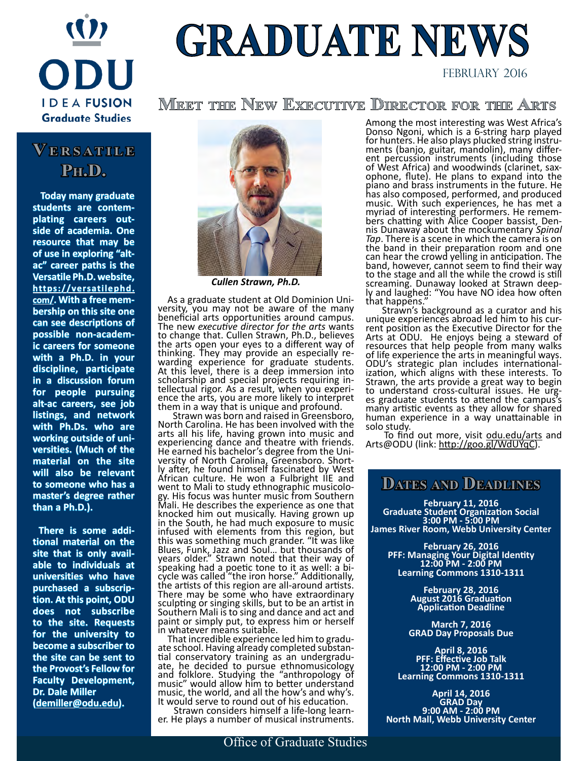ODU

IDEA FUSION

Graduate Studies

# GRADUATE NEWS

February 2016

## Meet the New Executive Director for the Arts

*Cullen Strawn, Ph.D.*

As a graduate student at Old Dominion University, you may not be aware of the many beneficial arts opportunities around campus. The new *executive director for the arts* wants to change that. Cullen Strawn, Ph.D., believes the arts open your eyes to a different way of thinking. They may provide an especially rewarding experience for graduate students. At this level, there is a deep immersion into scholarship and special projects requiring intellectual rigor. As a result, when you experience the arts, you are more likely to interpret them in a way that is unique and profound.

Strawn was born and raised in Greensboro, North Carolina. He has been involved with the arts all his life, having grown into music and experiencing dance and theatre with friends. He earned his bachelor's degree from the University of North Carolina, Greensboro. Shortly after, he found himself fascinated by West African culture. He won a Fulbright IIE and went to Mali to study ethnographic musicology. His focus was hunter music from Southern Mali. He describes the experience as one that knocked him out musically. Having grown up in the South, he had much exposure to music infused with elements from this region, but this was something much grander. "It was like Blues, Funk, Jazz and Soul… but thousands of years older." Strawn noted that their way of speaking had a poetic tone to it as well: a bicycle was called "the iron horse." Additionally, the artists of this region are all-around artists. There may be some who have extraordinary sculpting or singing skills, but to be an artist in Southern Mali is to sing and dance and act and paint or simply put, to express him or herself in whatever means suitable.

That incredible experience led him to graduate school. Having already completed substantial conservatory training as an undergraduate, he decided to pursue ethnomusicology and folklore. Studying the "anthropology of music" would allow him to better understand music, the world, and all the how's and why's. It would serve to round out of his education.

Strawn considers himself a life-long learner. He plays a number of musical instruments. Among the most interesting was West Africa's Donso Ngoni, which is a 6-string harp played for hunters. He also plays plucked string instruments (banjo, guitar, mandolin), many different percussion instruments (including those of West Africa) and woodwinds (clarinet, saxophone, flute). He plans to expand into the piano and brass instruments in the future. He has also composed, performed, and produced music. With such experiences, he has met a myriad of interesting performers. He remembers chatting with Alice Cooper bassist, Dennis Dunaway about the mockumentary *Spinal Tap*. There is a scene in which the camera is on the band in their preparation room and one can hear the crowd yelling in anticipation. The band, however, cannot seem to find their way to the stage and all the while the crowd is still screaming. Dunaway looked at Strawn deeply and laughed: "You have NO idea how often that happens."

Strawn's background as a curator and his unique experiences abroad led him to his current position as the Executive Director for the Arts at ODU. He enjoys being a steward of resources that help people from many walks of life experience the arts in meaningful ways. ODU's strategic plan includes internationalization, which aligns with these interests. To Strawn, the arts provide a great way to begin to understand cross-cultural issues. He urges graduate students to attend the campus's many artistic events as they allow for shared human experience in a way unattainable in solo study.

To find out more, visit odu.edu/arts and Arts@ODU (link: http://goo.gl/WdUYqC).

## Versatile Ph.D.

**Today many graduate students are contemplating careers outside of academia. One resource that may be of use in exploring "alt-ac" career paths is the Versatile Ph.D. website, https://versatilephd.com/. With a free membership on this site one can see descriptions of possible non-academic careers for someone with a Ph.D. in your discipline, participate in a discussion forum for people pursuing alt-ac careers, see job listings, and network with Ph.Ds. who are working outside of universities. (Much of the material on the site will also be relevant to someone who has a master's degree rather than a Ph.D.).**

**There is some additional material on the site that is only available to individuals at universities who have purchased a subscription. At this point, ODU does not subscribe to the site. Requests for the university to become a subscriber to the site can be sent to the Provost's Fellow for Faculty Development, Dr. Dale Miller (demiller@odu.edu).**

## Dates and Deadlines

**February 11, 2016**
**Graduate Student Organization Social**
**3:00 PM - 5:00 PM**
**James River Room, Webb University Center**

**February 26, 2016**
**PFF: Managing Your Digital Identity**
**12:00 PM - 2:00 PM**
**Learning Commons 1310-1311**

**February 28, 2016**
**August 2016 Graduation Application Deadline**

**March 7, 2016**
**GRAD Day Proposals Due**

**April 8, 2016**
**PFF: Effective Job Talk**
**12:00 PM - 2:00 PM**
**Learning Commons 1310-1311**

**April 14, 2016**
**GRAD Day**
**9:00 AM - 2:00 PM**
**North Mall, Webb University Center**

Office of Graduate Studies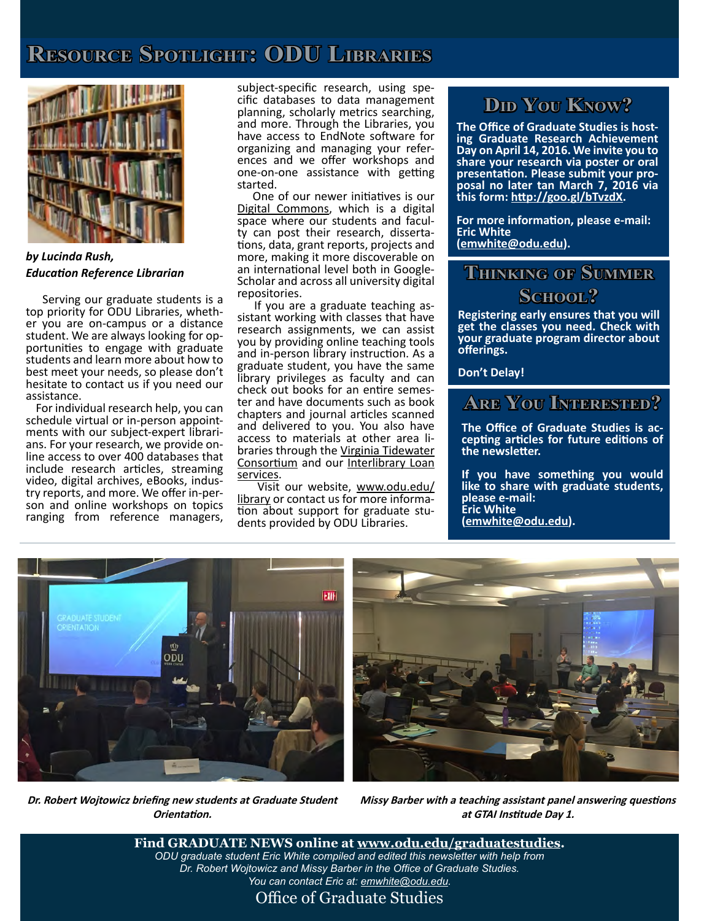# Resource Spotlight: ODU Libraries

*by Lucinda Rush,*
*Education Reference Librarian*

Serving our graduate students is a top priority for ODU Libraries, whether you are on-campus or a distance student. We are always looking for opportunities to engage with graduate students and learn more about how to best meet your needs, so please don't hesitate to contact us if you need our assistance.

For individual research help, you can schedule virtual or in-person appointments with our subject-expert librarians. For your research, we provide online access to over 400 databases that include research articles, streaming video, digital archives, eBooks, industry reports, and more. We offer in-person and online workshops on topics ranging from reference managers, subject-specific research, using specific databases to data management planning, scholarly metrics searching, and more. Through the Libraries, you have access to EndNote software for organizing and managing your references and we offer workshops and one-on-one assistance with getting started.

One of our newer initiatives is our Digital Commons, which is a digital space where our students and faculty can post their research, dissertations, data, grant reports, projects and more, making it more discoverable on an international level both in Google-Scholar and across all university digital repositories.

If you are a graduate teaching assistant working with classes that have research assignments, we can assist you by providing online teaching tools and in-person library instruction. As a graduate student, you have the same library privileges as faculty and can check out books for an entire semester and have documents such as book chapters and journal articles scanned and delivered to you. You also have access to materials at other area libraries through the Virginia Tidewater Consortium and our Interlibrary Loan services.

Visit our website, www.odu.edu/library or contact us for more information about support for graduate students provided by ODU Libraries.

## Did You Know?

**The Office of Graduate Studies is hosting Graduate Research Achievement Day on April 14, 2016. We invite you to share your research via poster or oral presentation. Please submit your proposal no later tan March 7, 2016 via this form: http://goo.gl/bTvzdX.**

**For more information, please e-mail: Eric White (emwhite@odu.edu).**

## Thinking of Summer School?

**Registering early ensures that you will get the classes you need. Check with your graduate program director about offerings.**

**Don't Delay!**

## Are You Interested?

**The Office of Graduate Studies is accepting articles for future editions of the newsletter.**

**If you have something you would like to share with graduate students, please e-mail: Eric White (emwhite@odu.edu).**

***Dr. Robert Wojtowicz briefing new students at Graduate Student Orientation.***

***Missy Barber with a teaching assistant panel answering questions at GTAI Institude Day 1.***

**Find GRADUATE NEWS online at www.odu.edu/graduatestudies.**

*ODU graduate student Eric White compiled and edited this newsletter with help from Dr. Robert Wojtowicz and Missy Barber in the Office of Graduate Studies. You can contact Eric at: emwhite@odu.edu.*

Office of Graduate Studies